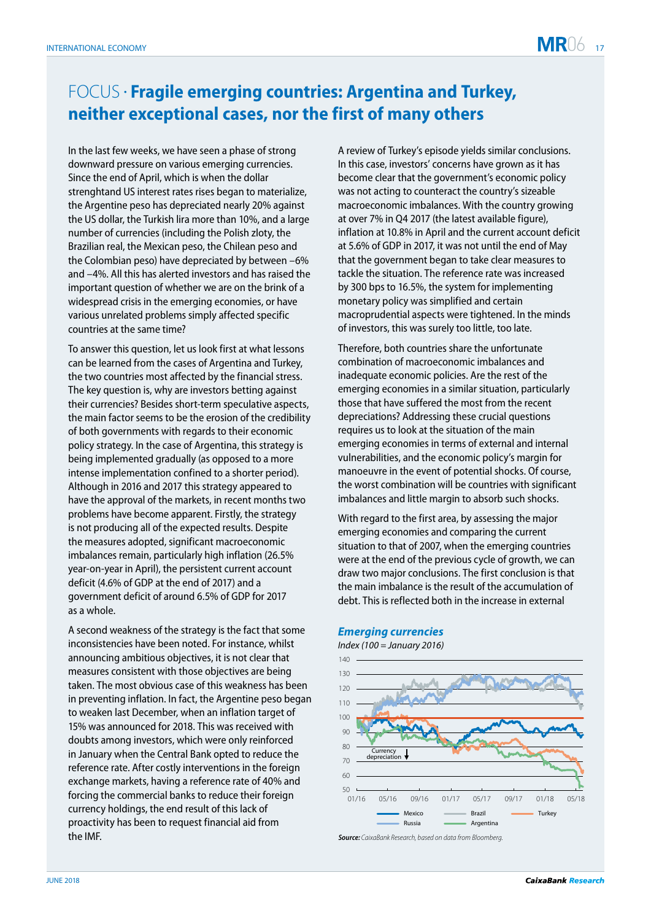# FOCUS · Fragile emerging countries: Argentina and Turkey, neither exceptional cases, nor the first of many others

In the last few weeks, we have seen a phase of strong downward pressure on various emerging currencies. Since the end of April, which is when the dollar strenghtand US interest rates rises began to materialize, the Argentine peso has depreciated nearly 20% against the US dollar, the Turkish lira more than 10%, and a large number of currencies (including the Polish zloty, the Brazilian real, the Mexican peso, the Chilean peso and the Colombian peso) have depreciated by between –6% and –4%. All this has alerted investors and has raised the important question of whether we are on the brink of a widespread crisis in the emerging economies, or have various unrelated problems simply affected specific countries at the same time?

To answer this question, let us look first at what lessons can be learned from the cases of Argentina and Turkey, the two countries most affected by the financial stress. The key question is, why are investors betting against their currencies? Besides short-term speculative aspects, the main factor seems to be the erosion of the credibility of both governments with regards to their economic policy strategy. In the case of Argentina, this strategy is being implemented gradually (as opposed to a more intense implementation confined to a shorter period). Although in 2016 and 2017 this strategy appeared to have the approval of the markets, in recent months two problems have become apparent. Firstly, the strategy is not producing all of the expected results. Despite the measures adopted, significant macroeconomic imbalances remain, particularly high inflation (26.5% year-on-year in April), the persistent current account deficit (4.6% of GDP at the end of 2017) and a government deficit of around 6.5% of GDP for 2017 as a whole.

A second weakness of the strategy is the fact that some inconsistencies have been noted. For instance, whilst announcing ambitious objectives, it is not clear that measures consistent with those objectives are being taken. The most obvious case of this weakness has been in preventing inflation. In fact, the Argentine peso began to weaken last December, when an inflation target of 15% was announced for 2018. This was received with doubts among investors, which were only reinforced in January when the Central Bank opted to reduce the reference rate. After costly interventions in the foreign exchange markets, having a reference rate of 40% and forcing the commercial banks to reduce their foreign currency holdings, the end result of this lack of proactivity has been to request financial aid from the IMF.

A review of Turkey's episode yields similar conclusions. In this case, investors' concerns have grown as it has become clear that the government's economic policy was not acting to counteract the country's sizeable macroeconomic imbalances. With the country growing at over 7% in Q4 2017 (the latest available figure), inflation at 10.8% in April and the current account deficit at 5.6% of GDP in 2017, it was not until the end of May that the government began to take clear measures to tackle the situation. The reference rate was increased by 300 bps to 16.5%, the system for implementing monetary policy was simplified and certain macroprudential aspects were tightened. In the minds of investors, this was surely too little, too late.

Therefore, both countries share the unfortunate combination of macroeconomic imbalances and inadequate economic policies. Are the rest of the emerging economies in a similar situation, particularly those that have suffered the most from the recent depreciations? Addressing these crucial questions requires us to look at the situation of the main emerging economies in terms of external and internal vulnerabilities, and the economic policy's margin for manoeuvre in the event of potential shocks. Of course, the worst combination will be countries with significant imbalances and little margin to absorb such shocks.

With regard to the first area, by assessing the major emerging economies and comparing the current situation to that of 2007, when the emerging countries were at the end of the previous cycle of growth, we can draw two major conclusions. The first conclusion is that the main imbalance is the result of the accumulation of debt. This is reflected both in the increase in external

***Emerging currencies***

*Index (100 = January 2016)*

Currency depreciation ↓

Series: Mexico, Brazil, Turkey, Russia, Argentina. Y-axis 50–140; X-axis 01/16 to 05/18.

***Source:*** *CaixaBank Research, based on data from Bloomberg.*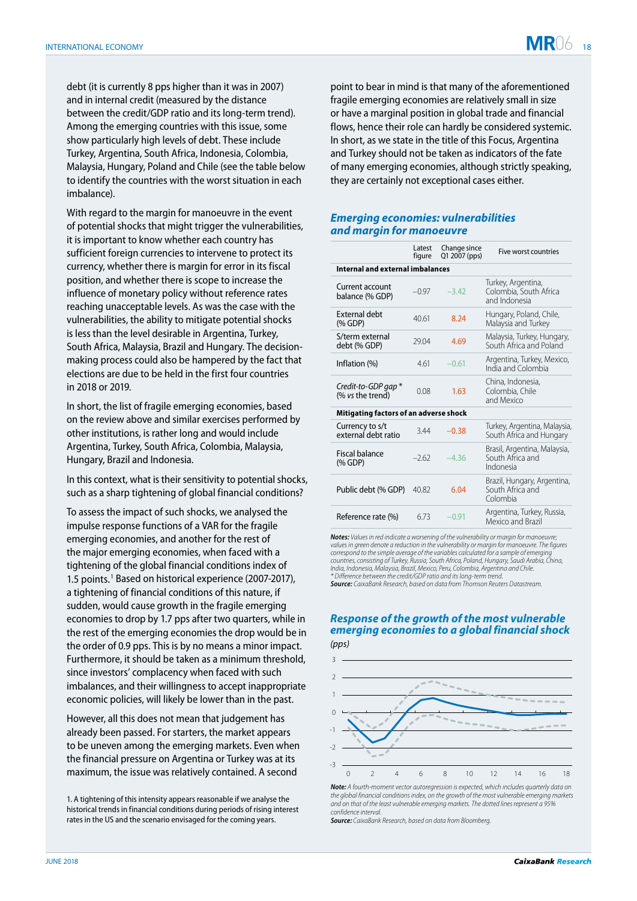debt (it is currently 8 pps higher than it was in 2007) and in internal credit (measured by the distance between the credit/GDP ratio and its long-term trend). Among the emerging countries with this issue, some show particularly high levels of debt. These include Turkey, Argentina, South Africa, Indonesia, Colombia, Malaysia, Hungary, Poland and Chile (see the table below to identify the countries with the worst situation in each imbalance).

With regard to the margin for manoeuvre in the event of potential shocks that might trigger the vulnerabilities, it is important to know whether each country has sufficient foreign currencies to intervene to protect its currency, whether there is margin for error in its fiscal position, and whether there is scope to increase the influence of monetary policy without reference rates reaching unacceptable levels. As was the case with the vulnerabilities, the ability to mitigate potential shocks is less than the level desirable in Argentina, Turkey, South Africa, Malaysia, Brazil and Hungary. The decision-making process could also be hampered by the fact that elections are due to be held in the first four countries in 2018 or 2019.

In short, the list of fragile emerging economies, based on the review above and similar exercises performed by other institutions, is rather long and would include Argentina, Turkey, South Africa, Colombia, Malaysia, Hungary, Brazil and Indonesia.

In this context, what is their sensitivity to potential shocks, such as a sharp tightening of global financial conditions?

To assess the impact of such shocks, we analysed the impulse response functions of a VAR for the fragile emerging economies, and another for the rest of the major emerging economies, when faced with a tightening of the global financial conditions index of 1.5 points.[1] Based on historical experience (2007-2017), a tightening of financial conditions of this nature, if sudden, would cause growth in the fragile emerging economies to drop by 1.7 pps after two quarters, while in the rest of the emerging economies the drop would be in the order of 0.9 pps. This is by no means a minor impact. Furthermore, it should be taken as a minimum threshold, since investors' complacency when faced with such imbalances, and their willingness to accept inappropriate economic policies, will likely be lower than in the past.

However, all this does not mean that judgement has already been passed. For starters, the market appears to be uneven among the emerging markets. Even when the financial pressure on Argentina or Turkey was at its maximum, the issue was relatively contained. A second point to bear in mind is that many of the aforementioned fragile emerging economies are relatively small in size or have a marginal position in global trade and financial flows, hence their role can hardly be considered systemic. In short, as we state in the title of this Focus, Argentina and Turkey should not be taken as indicators of the fate of many emerging economies, although strictly speaking, they are certainly not exceptional cases either.

1. A tightening of this intensity appears reasonable if we analyse the historical trends in financial conditions during periods of rising interest rates in the US and the scenario envisaged for the coming years.

### *Emerging economies: vulnerabilities and margin for manoeuvre*

| | Latest figure | Change since Q1 2007 (pps) | Five worst countries |
|---|---|---|---|
| **Internal and external imbalances** | | | |
| Current account balance (% GDP) | –0.97 | –3.42 | Turkey, Argentina, Colombia, South Africa and Indonesia |
| External debt (% GDP) | 40.61 | 8.24 | Hungary, Poland, Chile, Malaysia and Turkey |
| S/term external debt (% GDP) | 29.04 | 4.69 | Malaysia, Turkey, Hungary, South Africa and Poland |
| Inflation (%) | 4.61 | –0.61 | Argentina, Turkey, Mexico, India and Colombia |
| *Credit-to-GDP gap* * (% *vs* the trend) | 0.08 | 1.63 | China, Indonesia, Colombia, Chile and Mexico |
| **Mitigating factors of an adverse shock** | | | |
| Currency to s/t external debt ratio | 3.44 | –0.38 | Turkey, Argentina, Malaysia, South Africa and Hungary |
| Fiscal balance (% GDP) | –2.62 | –4.36 | Brasil, Argentina, Malaysia, South Africa and Indonesia |
| Public debt (% GDP) | 40.82 | 6.04 | Brazil, Hungary, Argentina, South Africa and Colombia |
| Reference rate (%) | 6.73 | –0.91 | Argentina, Turkey, Russia, Mexico and Brazil |

***Notes:*** *Values in red indicate a worsening of the vulnerability or margin for manoeuvre; values in green denote a reduction in the vulnerability or margin for manoeuvre. The figures correspond to the simple average of the variables calculated for a sample of emerging countries, consisting of Turkey, Russia, South Africa, Poland, Hungary, Saudi Arabia, China, India, Indonesia, Malaysia, Brazil, Mexico, Peru, Colombia, Argentina and Chile.*
*\* Difference between the credit/GDP ratio and its long-term trend.*
***Source:*** *CaixaBank Research, based on data from Thomson Reuters Datastream.*

### *Response of the growth of the most vulnerable emerging economies to a global financial shock*

*(pps)*

3
2
1
0
-1
-2
-3

0 2 4 6 8 10 12 14 16 18

***Note:*** *A fourth-moment vector autoregression is expected, which includes quarterly data on the global financial conditions index, on the growth of the most vulnerable emerging markets and on that of the least vulnerable emerging markets. The dotted lines represent a 95% confidence interval.*
***Source:*** *CaixaBank Research, based on data from Bloomberg.*